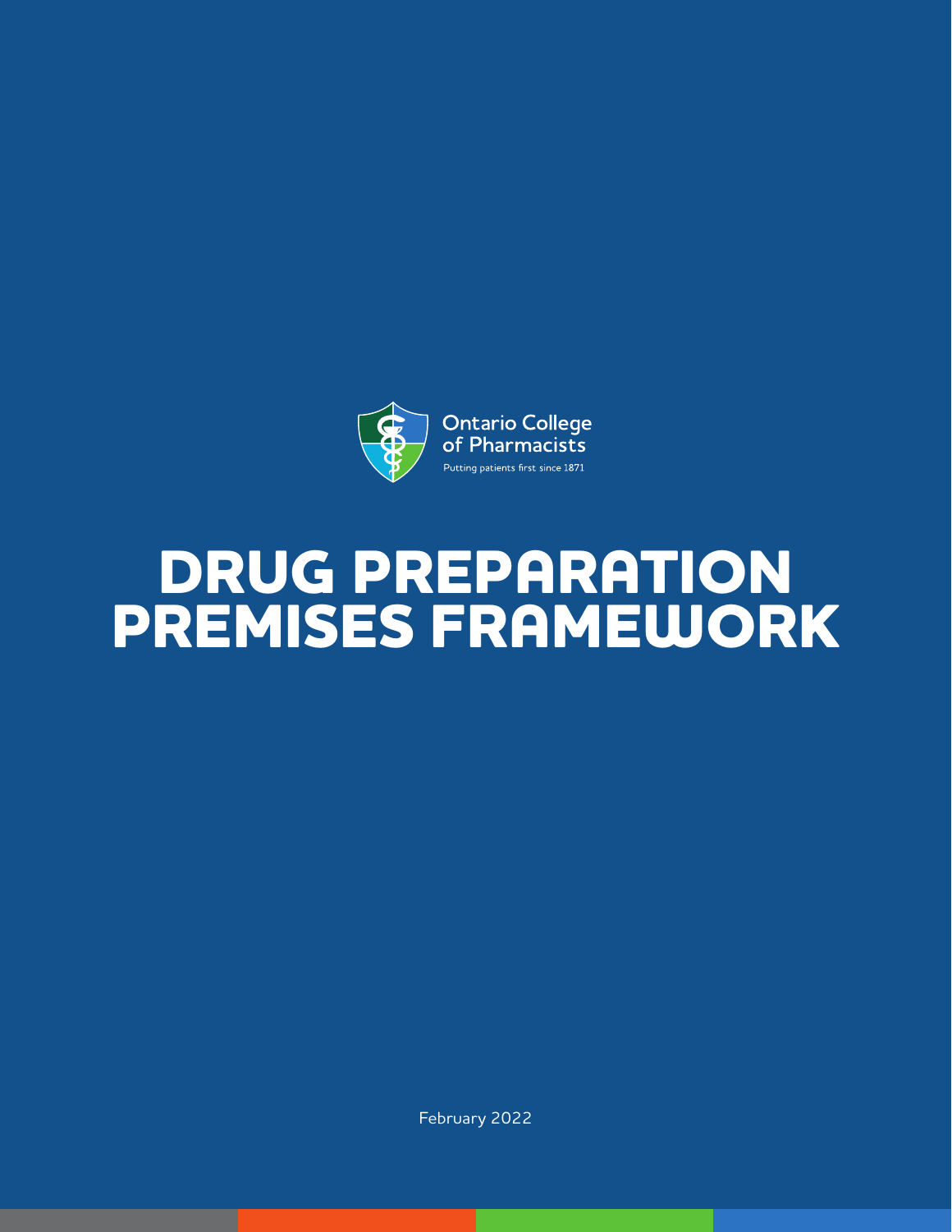Ontario College of Pharmacists

Putting patients first since 1871

# DRUG PREPARATION PREMISES FRAMEWORK

February 2022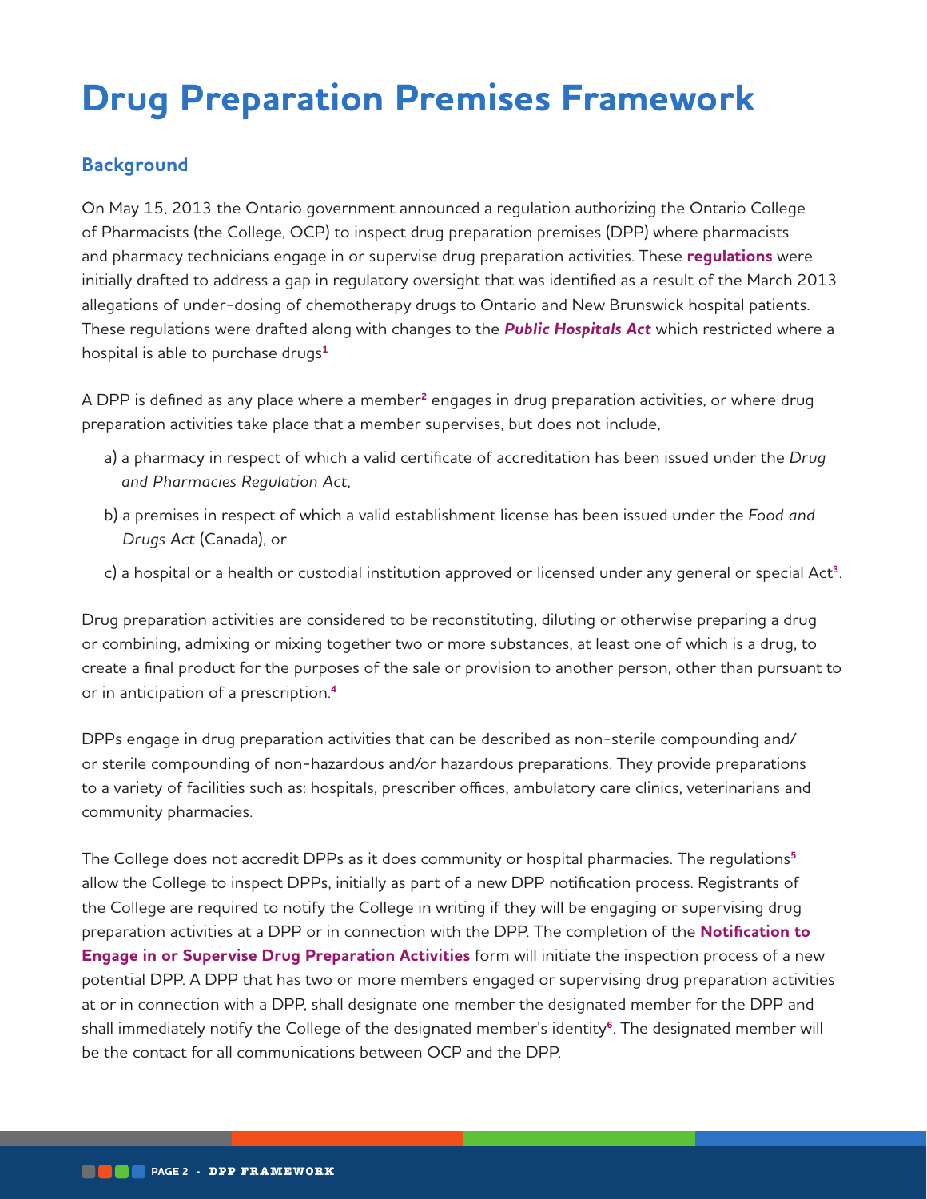# Drug Preparation Premises Framework

## Background

On May 15, 2013 the Ontario government announced a regulation authorizing the Ontario College of Pharmacists (the College, OCP) to inspect drug preparation premises (DPP) where pharmacists and pharmacy technicians engage in or supervise drug preparation activities. These **regulations** were initially drafted to address a gap in regulatory oversight that was identified as a result of the March 2013 allegations of under-dosing of chemotherapy drugs to Ontario and New Brunswick hospital patients. These regulations were drafted along with changes to the ***Public Hospitals Act*** which restricted where a hospital is able to purchase drugs[1]

A DPP is defined as any place where a member[2] engages in drug preparation activities, or where drug preparation activities take place that a member supervises, but does not include,

a) a pharmacy in respect of which a valid certificate of accreditation has been issued under the *Drug and Pharmacies Regulation Act*,

b) a premises in respect of which a valid establishment license has been issued under the *Food and Drugs Act* (Canada), or

c) a hospital or a health or custodial institution approved or licensed under any general or special Act[3].

Drug preparation activities are considered to be reconstituting, diluting or otherwise preparing a drug or combining, admixing or mixing together two or more substances, at least one of which is a drug, to create a final product for the purposes of the sale or provision to another person, other than pursuant to or in anticipation of a prescription.[4]

DPPs engage in drug preparation activities that can be described as non-sterile compounding and/or sterile compounding of non-hazardous and/or hazardous preparations. They provide preparations to a variety of facilities such as: hospitals, prescriber offices, ambulatory care clinics, veterinarians and community pharmacies.

The College does not accredit DPPs as it does community or hospital pharmacies. The regulations[5] allow the College to inspect DPPs, initially as part of a new DPP notification process. Registrants of the College are required to notify the College in writing if they will be engaging or supervising drug preparation activities at a DPP or in connection with the DPP. The completion of the **Notification to Engage in or Supervise Drug Preparation Activities** form will initiate the inspection process of a new potential DPP. A DPP that has two or more members engaged or supervising drug preparation activities at or in connection with a DPP, shall designate one member the designated member for the DPP and shall immediately notify the College of the designated member's identity[6]. The designated member will be the contact for all communications between OCP and the DPP.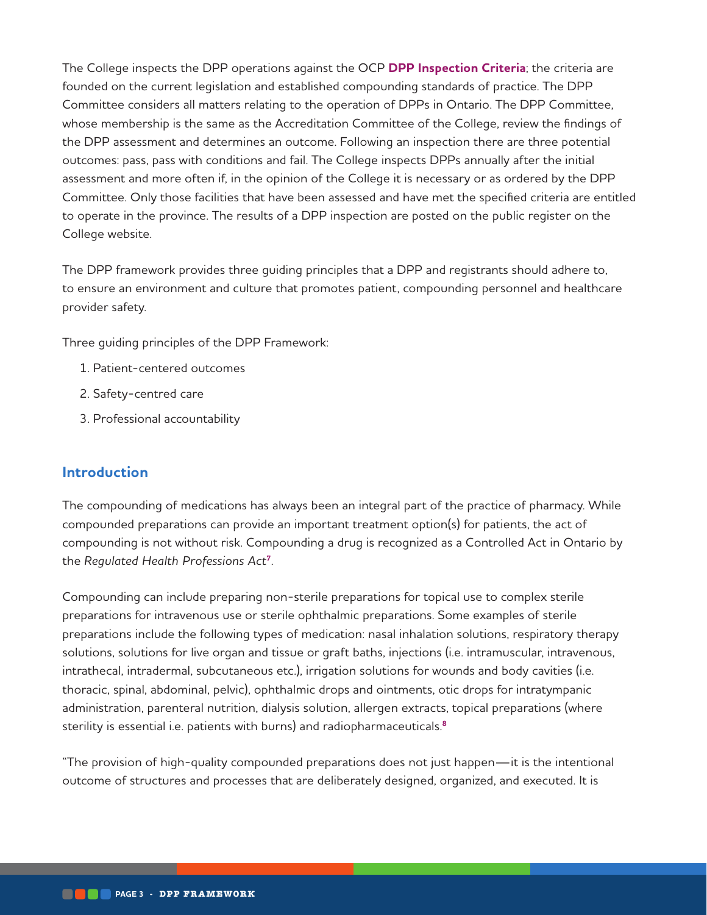The College inspects the DPP operations against the OCP **DPP Inspection Criteria**; the criteria are founded on the current legislation and established compounding standards of practice. The DPP Committee considers all matters relating to the operation of DPPs in Ontario. The DPP Committee, whose membership is the same as the Accreditation Committee of the College, review the findings of the DPP assessment and determines an outcome. Following an inspection there are three potential outcomes: pass, pass with conditions and fail. The College inspects DPPs annually after the initial assessment and more often if, in the opinion of the College it is necessary or as ordered by the DPP Committee. Only those facilities that have been assessed and have met the specified criteria are entitled to operate in the province. The results of a DPP inspection are posted on the public register on the College website.

The DPP framework provides three guiding principles that a DPP and registrants should adhere to, to ensure an environment and culture that promotes patient, compounding personnel and healthcare provider safety.

Three guiding principles of the DPP Framework:

1. Patient-centered outcomes
2. Safety-centred care
3. Professional accountability

## Introduction

The compounding of medications has always been an integral part of the practice of pharmacy. While compounded preparations can provide an important treatment option(s) for patients, the act of compounding is not without risk. Compounding a drug is recognized as a Controlled Act in Ontario by the *Regulated Health Professions Act*[7].

Compounding can include preparing non-sterile preparations for topical use to complex sterile preparations for intravenous use or sterile ophthalmic preparations. Some examples of sterile preparations include the following types of medication: nasal inhalation solutions, respiratory therapy solutions, solutions for live organ and tissue or graft baths, injections (i.e. intramuscular, intravenous, intrathecal, intradermal, subcutaneous etc.), irrigation solutions for wounds and body cavities (i.e. thoracic, spinal, abdominal, pelvic), ophthalmic drops and ointments, otic drops for intratympanic administration, parenteral nutrition, dialysis solution, allergen extracts, topical preparations (where sterility is essential i.e. patients with burns) and radiopharmaceuticals.[8]

"The provision of high-quality compounded preparations does not just happen—it is the intentional outcome of structures and processes that are deliberately designed, organized, and executed. It is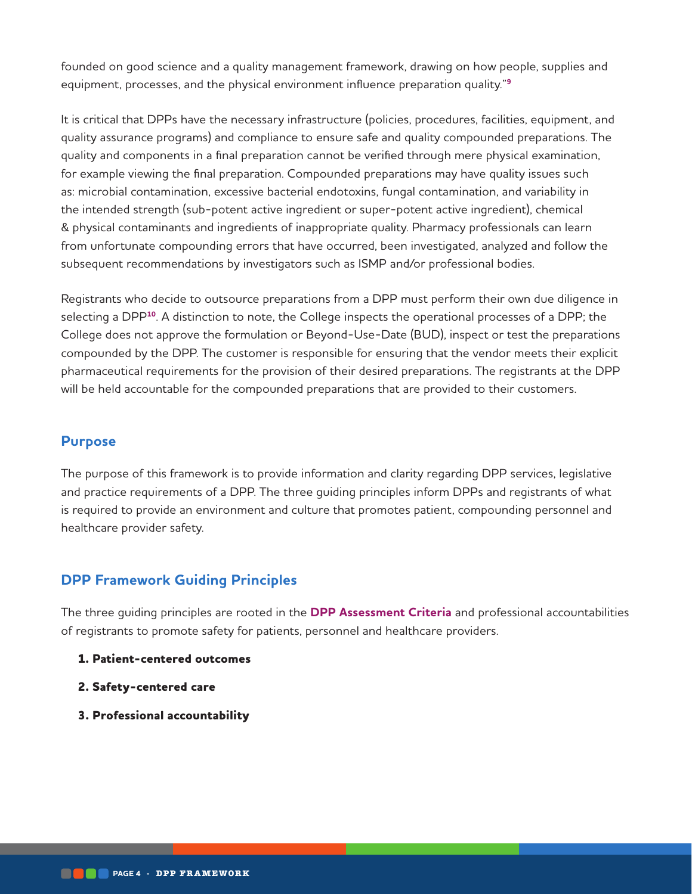founded on good science and a quality management framework, drawing on how people, supplies and equipment, processes, and the physical environment influence preparation quality."[9]

It is critical that DPPs have the necessary infrastructure (policies, procedures, facilities, equipment, and quality assurance programs) and compliance to ensure safe and quality compounded preparations. The quality and components in a final preparation cannot be verified through mere physical examination, for example viewing the final preparation. Compounded preparations may have quality issues such as: microbial contamination, excessive bacterial endotoxins, fungal contamination, and variability in the intended strength (sub-potent active ingredient or super-potent active ingredient), chemical & physical contaminants and ingredients of inappropriate quality. Pharmacy professionals can learn from unfortunate compounding errors that have occurred, been investigated, analyzed and follow the subsequent recommendations by investigators such as ISMP and/or professional bodies.

Registrants who decide to outsource preparations from a DPP must perform their own due diligence in selecting a DPP[10]. A distinction to note, the College inspects the operational processes of a DPP; the College does not approve the formulation or Beyond-Use-Date (BUD), inspect or test the preparations compounded by the DPP. The customer is responsible for ensuring that the vendor meets their explicit pharmaceutical requirements for the provision of their desired preparations. The registrants at the DPP will be held accountable for the compounded preparations that are provided to their customers.

## Purpose

The purpose of this framework is to provide information and clarity regarding DPP services, legislative and practice requirements of a DPP. The three guiding principles inform DPPs and registrants of what is required to provide an environment and culture that promotes patient, compounding personnel and healthcare provider safety.

## DPP Framework Guiding Principles

The three guiding principles are rooted in the **DPP Assessment Criteria** and professional accountabilities of registrants to promote safety for patients, personnel and healthcare providers.

1. **Patient-centered outcomes**
2. **Safety-centered care**
3. **Professional accountability**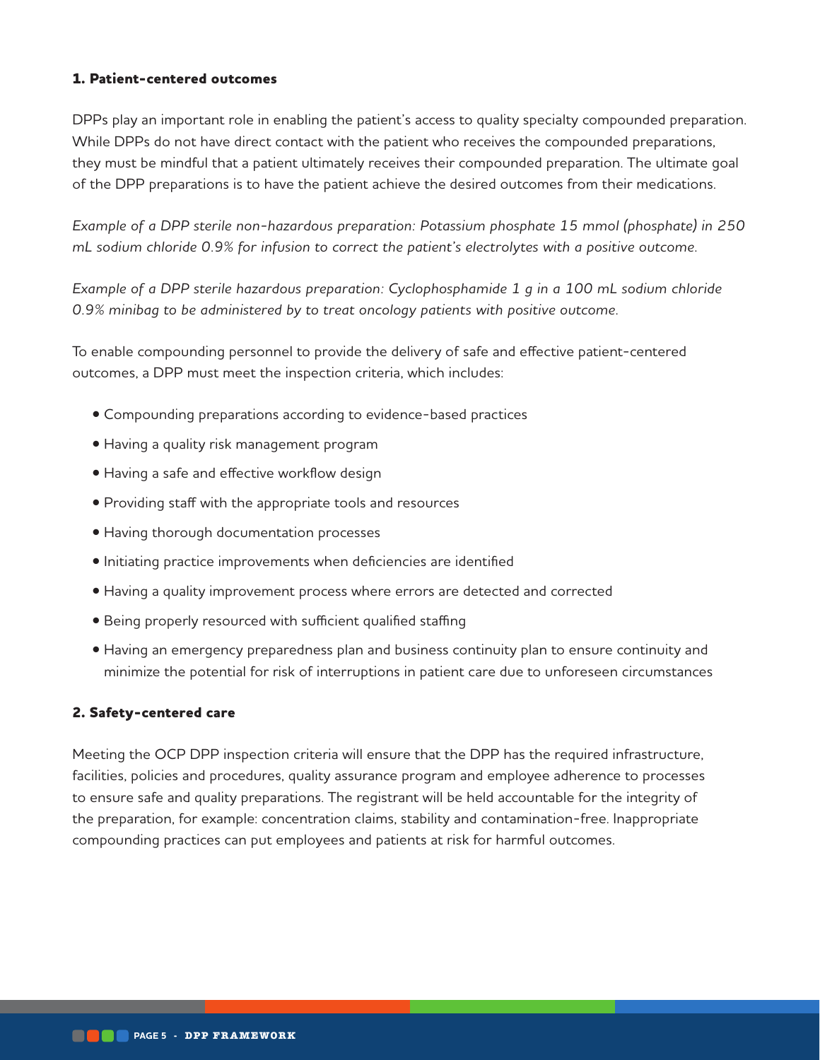### 1. Patient-centered outcomes

DPPs play an important role in enabling the patient's access to quality specialty compounded preparation. While DPPs do not have direct contact with the patient who receives the compounded preparations, they must be mindful that a patient ultimately receives their compounded preparation. The ultimate goal of the DPP preparations is to have the patient achieve the desired outcomes from their medications.

*Example of a DPP sterile non-hazardous preparation: Potassium phosphate 15 mmol (phosphate) in 250 mL sodium chloride 0.9% for infusion to correct the patient's electrolytes with a positive outcome.*

*Example of a DPP sterile hazardous preparation: Cyclophosphamide 1 g in a 100 mL sodium chloride 0.9% minibag to be administered by to treat oncology patients with positive outcome.*

To enable compounding personnel to provide the delivery of safe and effective patient-centered outcomes, a DPP must meet the inspection criteria, which includes:

- Compounding preparations according to evidence-based practices
- Having a quality risk management program
- Having a safe and effective workflow design
- Providing staff with the appropriate tools and resources
- Having thorough documentation processes
- Initiating practice improvements when deficiencies are identified
- Having a quality improvement process where errors are detected and corrected
- Being properly resourced with sufficient qualified staffing
- Having an emergency preparedness plan and business continuity plan to ensure continuity and minimize the potential for risk of interruptions in patient care due to unforeseen circumstances

### 2. Safety-centered care

Meeting the OCP DPP inspection criteria will ensure that the DPP has the required infrastructure, facilities, policies and procedures, quality assurance program and employee adherence to processes to ensure safe and quality preparations. The registrant will be held accountable for the integrity of the preparation, for example: concentration claims, stability and contamination-free. Inappropriate compounding practices can put employees and patients at risk for harmful outcomes.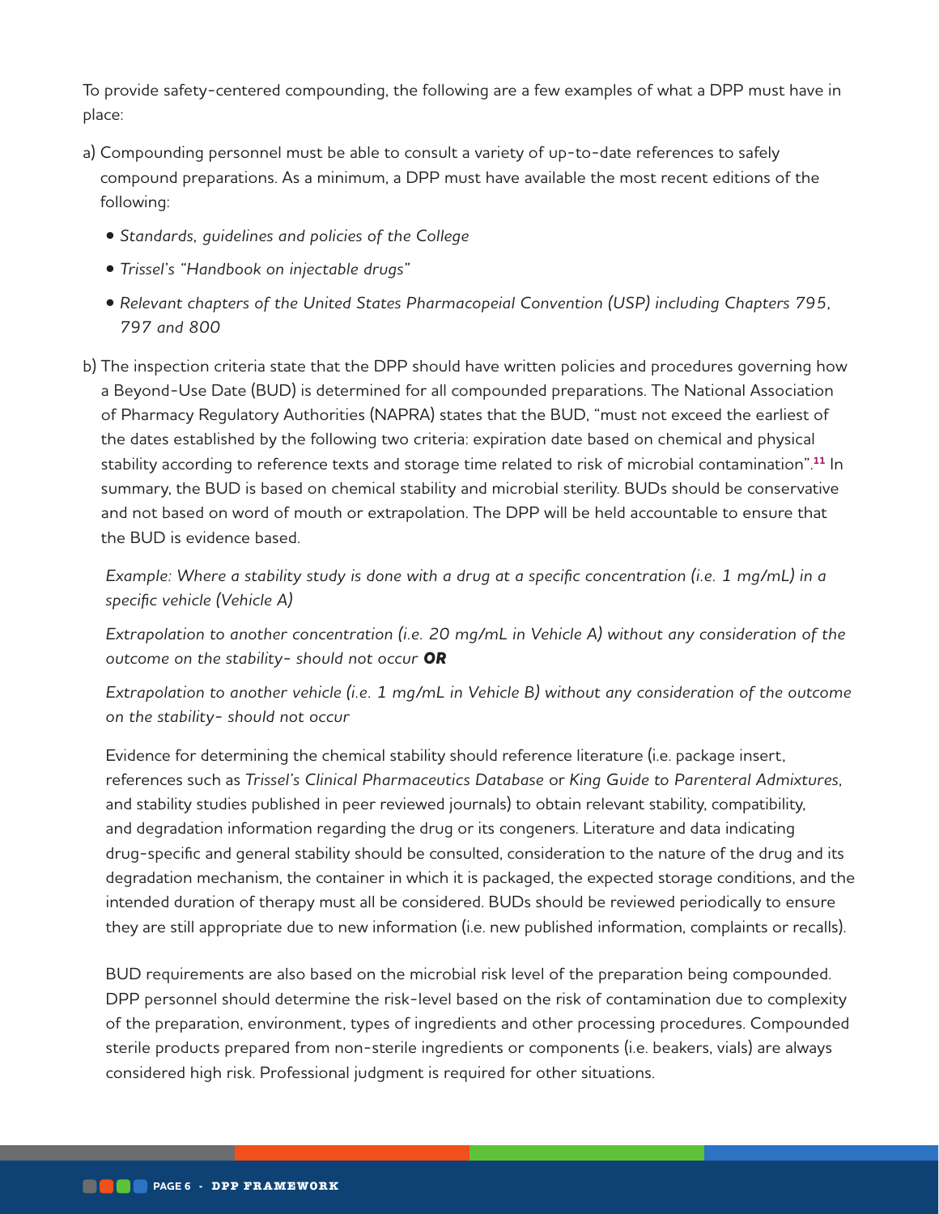To provide safety-centered compounding, the following are a few examples of what a DPP must have in place:

a) Compounding personnel must be able to consult a variety of up-to-date references to safely compound preparations. As a minimum, a DPP must have available the most recent editions of the following:

- *Standards, guidelines and policies of the College*
- *Trissel's "Handbook on injectable drugs"*
- *Relevant chapters of the United States Pharmacopeial Convention (USP) including Chapters 795, 797 and 800*

b) The inspection criteria state that the DPP should have written policies and procedures governing how a Beyond-Use Date (BUD) is determined for all compounded preparations. The National Association of Pharmacy Regulatory Authorities (NAPRA) states that the BUD, "must not exceed the earliest of the dates established by the following two criteria: expiration date based on chemical and physical stability according to reference texts and storage time related to risk of microbial contamination".[11] In summary, the BUD is based on chemical stability and microbial sterility. BUDs should be conservative and not based on word of mouth or extrapolation. The DPP will be held accountable to ensure that the BUD is evidence based.

*Example: Where a stability study is done with a drug at a specific concentration (i.e. 1 mg/mL) in a specific vehicle (Vehicle A)*

*Extrapolation to another concentration (i.e. 20 mg/mL in Vehicle A) without any consideration of the outcome on the stability- should not occur* ***OR***

*Extrapolation to another vehicle (i.e. 1 mg/mL in Vehicle B) without any consideration of the outcome on the stability- should not occur*

Evidence for determining the chemical stability should reference literature (i.e. package insert, references such as *Trissel's Clinical Pharmaceutics Database* or *King Guide to Parenteral Admixtures*, and stability studies published in peer reviewed journals) to obtain relevant stability, compatibility, and degradation information regarding the drug or its congeners. Literature and data indicating drug-specific and general stability should be consulted, consideration to the nature of the drug and its degradation mechanism, the container in which it is packaged, the expected storage conditions, and the intended duration of therapy must all be considered. BUDs should be reviewed periodically to ensure they are still appropriate due to new information (i.e. new published information, complaints or recalls).

BUD requirements are also based on the microbial risk level of the preparation being compounded. DPP personnel should determine the risk-level based on the risk of contamination due to complexity of the preparation, environment, types of ingredients and other processing procedures. Compounded sterile products prepared from non-sterile ingredients or components (i.e. beakers, vials) are always considered high risk. Professional judgment is required for other situations.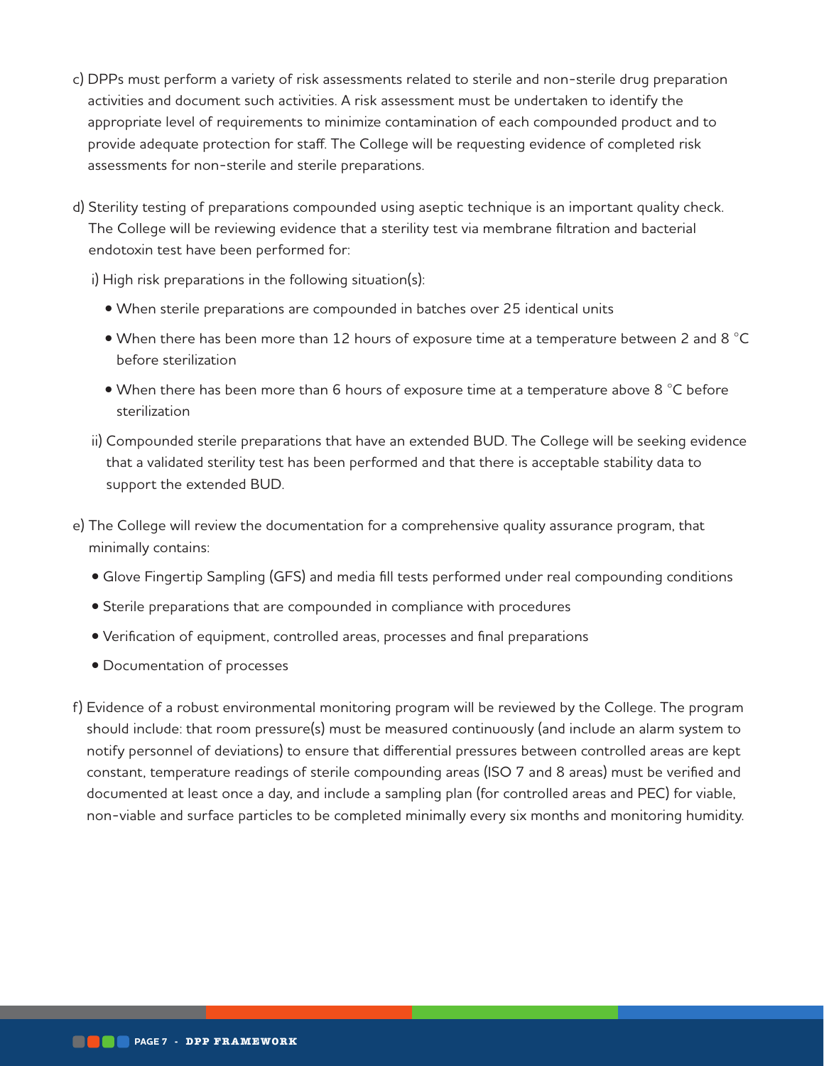c) DPPs must perform a variety of risk assessments related to sterile and non-sterile drug preparation activities and document such activities. A risk assessment must be undertaken to identify the appropriate level of requirements to minimize contamination of each compounded product and to provide adequate protection for staff. The College will be requesting evidence of completed risk assessments for non-sterile and sterile preparations.

d) Sterility testing of preparations compounded using aseptic technique is an important quality check. The College will be reviewing evidence that a sterility test via membrane filtration and bacterial endotoxin test have been performed for:

   i) High risk preparations in the following situation(s):

   - When sterile preparations are compounded in batches over 25 identical units
   - When there has been more than 12 hours of exposure time at a temperature between 2 and 8 °C before sterilization
   - When there has been more than 6 hours of exposure time at a temperature above 8 °C before sterilization

   ii) Compounded sterile preparations that have an extended BUD. The College will be seeking evidence that a validated sterility test has been performed and that there is acceptable stability data to support the extended BUD.

e) The College will review the documentation for a comprehensive quality assurance program, that minimally contains:

   - Glove Fingertip Sampling (GFS) and media fill tests performed under real compounding conditions
   - Sterile preparations that are compounded in compliance with procedures
   - Verification of equipment, controlled areas, processes and final preparations
   - Documentation of processes

f) Evidence of a robust environmental monitoring program will be reviewed by the College. The program should include: that room pressure(s) must be measured continuously (and include an alarm system to notify personnel of deviations) to ensure that differential pressures between controlled areas are kept constant, temperature readings of sterile compounding areas (ISO 7 and 8 areas) must be verified and documented at least once a day, and include a sampling plan (for controlled areas and PEC) for viable, non-viable and surface particles to be completed minimally every six months and monitoring humidity.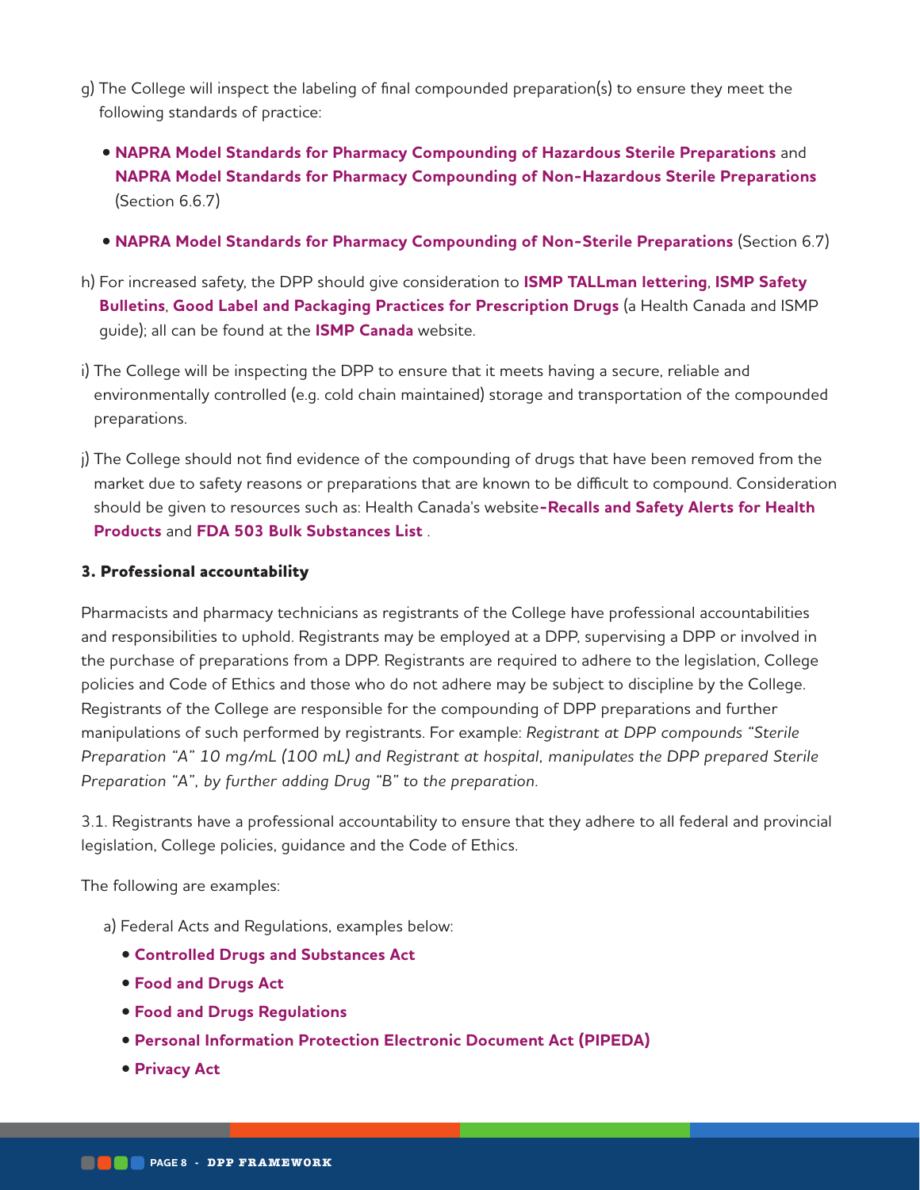g) The College will inspect the labeling of final compounded preparation(s) to ensure they meet the following standards of practice:

- **NAPRA Model Standards for Pharmacy Compounding of Hazardous Sterile Preparations** and **NAPRA Model Standards for Pharmacy Compounding of Non-Hazardous Sterile Preparations** (Section 6.6.7)
- **NAPRA Model Standards for Pharmacy Compounding of Non-Sterile Preparations** (Section 6.7)

h) For increased safety, the DPP should give consideration to **ISMP TALLman lettering**, **ISMP Safety Bulletins**, **Good Label and Packaging Practices for Prescription Drugs** (a Health Canada and ISMP guide); all can be found at the **ISMP Canada** website.

i) The College will be inspecting the DPP to ensure that it meets having a secure, reliable and environmentally controlled (e.g. cold chain maintained) storage and transportation of the compounded preparations.

j) The College should not find evidence of the compounding of drugs that have been removed from the market due to safety reasons or preparations that are known to be difficult to compound. Consideration should be given to resources such as: Health Canada's website**-Recalls and Safety Alerts for Health Products** and **FDA 503 Bulk Substances List** .

### 3. Professional accountability

Pharmacists and pharmacy technicians as registrants of the College have professional accountabilities and responsibilities to uphold. Registrants may be employed at a DPP, supervising a DPP or involved in the purchase of preparations from a DPP. Registrants are required to adhere to the legislation, College policies and Code of Ethics and those who do not adhere may be subject to discipline by the College. Registrants of the College are responsible for the compounding of DPP preparations and further manipulations of such performed by registrants. For example: *Registrant at DPP compounds "Sterile Preparation "A" 10 mg/mL (100 mL) and Registrant at hospital, manipulates the DPP prepared Sterile Preparation "A", by further adding Drug "B" to the preparation.*

3.1. Registrants have a professional accountability to ensure that they adhere to all federal and provincial legislation, College policies, guidance and the Code of Ethics.

The following are examples:

a) Federal Acts and Regulations, examples below:

- **Controlled Drugs and Substances Act**
- **Food and Drugs Act**
- **Food and Drugs Regulations**
- **Personal Information Protection Electronic Document Act (PIPEDA)**
- **Privacy Act**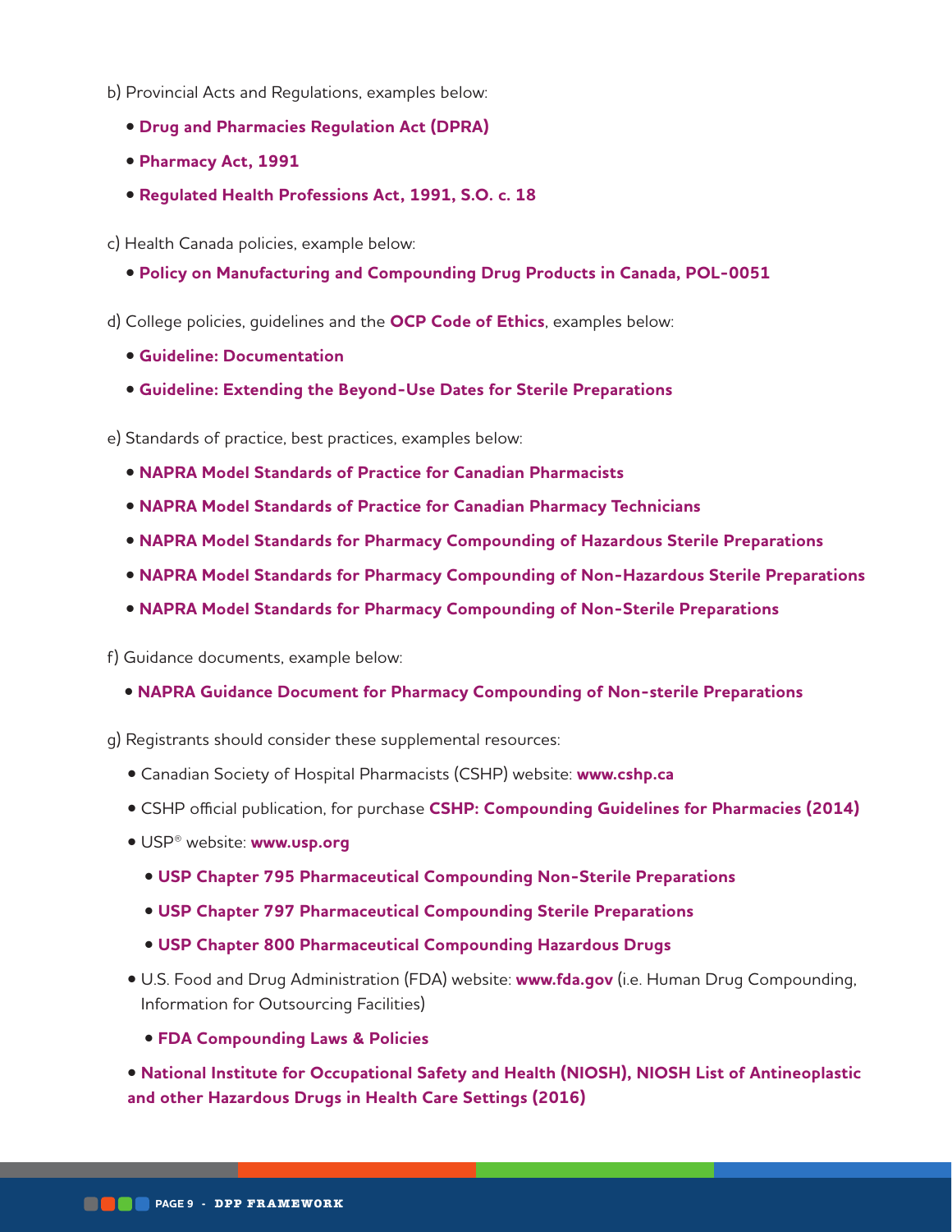b) Provincial Acts and Regulations, examples below:

- **Drug and Pharmacies Regulation Act (DPRA)**
- **Pharmacy Act, 1991**
- **Regulated Health Professions Act, 1991, S.O. c. 18**

c) Health Canada policies, example below:

- **Policy on Manufacturing and Compounding Drug Products in Canada, POL-0051**

d) College policies, guidelines and the **OCP Code of Ethics**, examples below:

- **Guideline: Documentation**
- **Guideline: Extending the Beyond-Use Dates for Sterile Preparations**

e) Standards of practice, best practices, examples below:

- **NAPRA Model Standards of Practice for Canadian Pharmacists**
- **NAPRA Model Standards of Practice for Canadian Pharmacy Technicians**
- **NAPRA Model Standards for Pharmacy Compounding of Hazardous Sterile Preparations**
- **NAPRA Model Standards for Pharmacy Compounding of Non-Hazardous Sterile Preparations**
- **NAPRA Model Standards for Pharmacy Compounding of Non-Sterile Preparations**

f) Guidance documents, example below:

- **NAPRA Guidance Document for Pharmacy Compounding of Non-sterile Preparations**

g) Registrants should consider these supplemental resources:

- Canadian Society of Hospital Pharmacists (CSHP) website: **www.cshp.ca**
- CSHP official publication, for purchase **CSHP: Compounding Guidelines for Pharmacies (2014)**
- USP® website: **www.usp.org**
  - **USP Chapter 795 Pharmaceutical Compounding Non-Sterile Preparations**
  - **USP Chapter 797 Pharmaceutical Compounding Sterile Preparations**
  - **USP Chapter 800 Pharmaceutical Compounding Hazardous Drugs**
- U.S. Food and Drug Administration (FDA) website: **www.fda.gov** (i.e. Human Drug Compounding, Information for Outsourcing Facilities)
  - **FDA Compounding Laws & Policies**
- **National Institute for Occupational Safety and Health (NIOSH), NIOSH List of Antineoplastic and other Hazardous Drugs in Health Care Settings (2016)**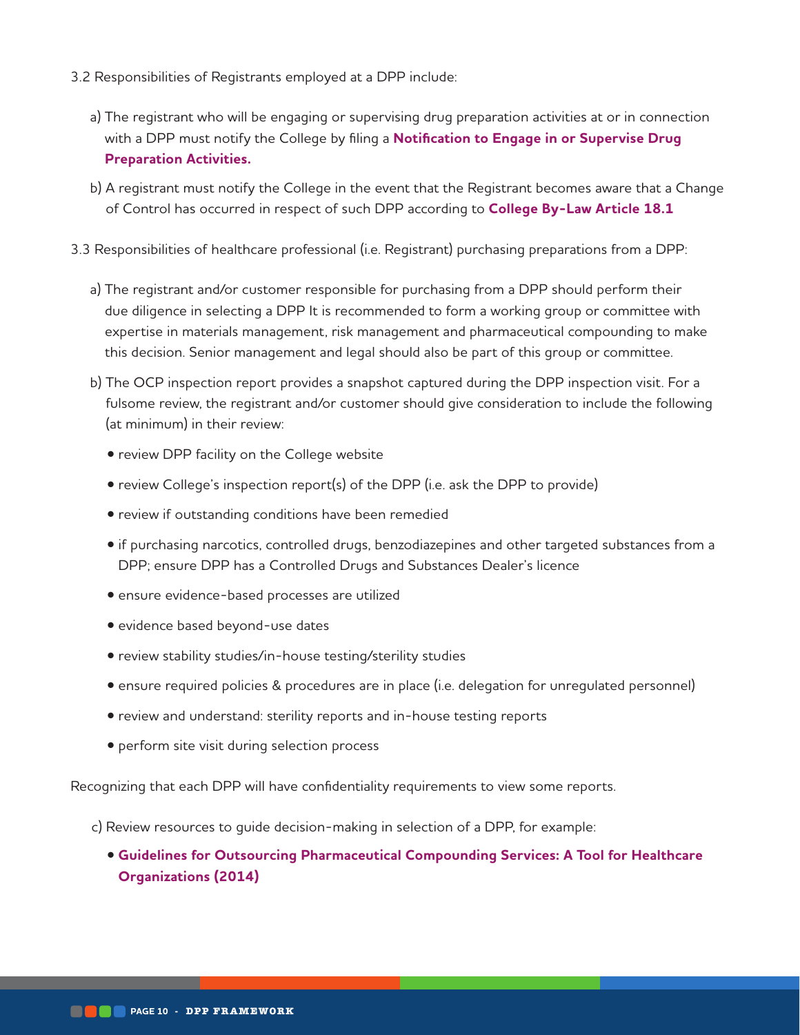3.2 Responsibilities of Registrants employed at a DPP include:

a) The registrant who will be engaging or supervising drug preparation activities at or in connection with a DPP must notify the College by filing a **Notification to Engage in or Supervise Drug Preparation Activities.**

b) A registrant must notify the College in the event that the Registrant becomes aware that a Change of Control has occurred in respect of such DPP according to **College By-Law Article 18.1**

3.3 Responsibilities of healthcare professional (i.e. Registrant) purchasing preparations from a DPP:

a) The registrant and/or customer responsible for purchasing from a DPP should perform their due diligence in selecting a DPP It is recommended to form a working group or committee with expertise in materials management, risk management and pharmaceutical compounding to make this decision. Senior management and legal should also be part of this group or committee.

b) The OCP inspection report provides a snapshot captured during the DPP inspection visit. For a fulsome review, the registrant and/or customer should give consideration to include the following (at minimum) in their review:

- review DPP facility on the College website
- review College's inspection report(s) of the DPP (i.e. ask the DPP to provide)
- review if outstanding conditions have been remedied
- if purchasing narcotics, controlled drugs, benzodiazepines and other targeted substances from a DPP; ensure DPP has a Controlled Drugs and Substances Dealer's licence
- ensure evidence-based processes are utilized
- evidence based beyond-use dates
- review stability studies/in-house testing/sterility studies
- ensure required policies & procedures are in place (i.e. delegation for unregulated personnel)
- review and understand: sterility reports and in-house testing reports
- perform site visit during selection process

Recognizing that each DPP will have confidentiality requirements to view some reports.

c) Review resources to guide decision-making in selection of a DPP, for example:

- **Guidelines for Outsourcing Pharmaceutical Compounding Services: A Tool for Healthcare Organizations (2014)**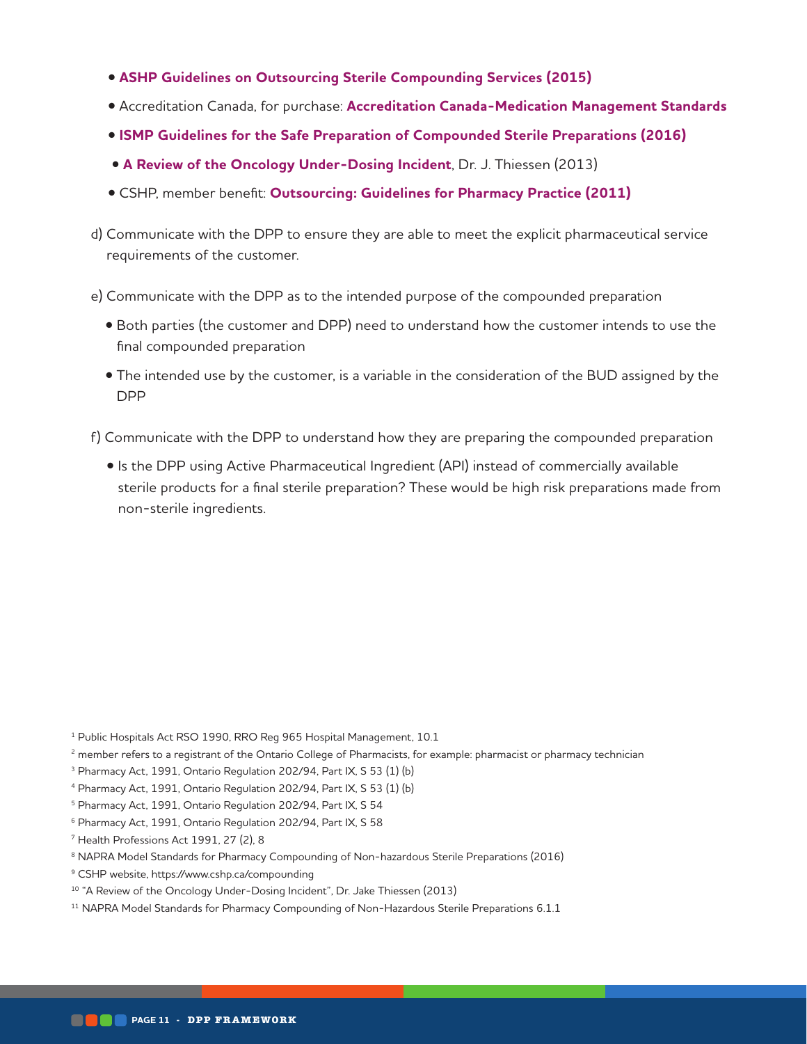- **ASHP Guidelines on Outsourcing Sterile Compounding Services (2015)**
- Accreditation Canada, for purchase: **Accreditation Canada-Medication Management Standards**
- **ISMP Guidelines for the Safe Preparation of Compounded Sterile Preparations (2016)**
- **A Review of the Oncology Under-Dosing Incident**, Dr. J. Thiessen (2013)
- CSHP, member benefit: **Outsourcing: Guidelines for Pharmacy Practice (2011)**

d) Communicate with the DPP to ensure they are able to meet the explicit pharmaceutical service requirements of the customer.

e) Communicate with the DPP as to the intended purpose of the compounded preparation

- Both parties (the customer and DPP) need to understand how the customer intends to use the final compounded preparation
- The intended use by the customer, is a variable in the consideration of the BUD assigned by the DPP

f) Communicate with the DPP to understand how they are preparing the compounded preparation

- Is the DPP using Active Pharmaceutical Ingredient (API) instead of commercially available sterile products for a final sterile preparation? These would be high risk preparations made from non-sterile ingredients.

---

[1] Public Hospitals Act RSO 1990, RRO Reg 965 Hospital Management, 10.1

[2] member refers to a registrant of the Ontario College of Pharmacists, for example: pharmacist or pharmacy technician

[3] Pharmacy Act, 1991, Ontario Regulation 202/94, Part IX, S 53 (1) (b)

[4] Pharmacy Act, 1991, Ontario Regulation 202/94, Part IX, S 53 (1) (b)

[5] Pharmacy Act, 1991, Ontario Regulation 202/94, Part IX, S 54

[6] Pharmacy Act, 1991, Ontario Regulation 202/94, Part IX, S 58

[7] Health Professions Act 1991, 27 (2), 8

[8] NAPRA Model Standards for Pharmacy Compounding of Non-hazardous Sterile Preparations (2016)

[9] CSHP website, https://www.cshp.ca/compounding

[10] "A Review of the Oncology Under-Dosing Incident", Dr. Jake Thiessen (2013)

[11] NAPRA Model Standards for Pharmacy Compounding of Non-Hazardous Sterile Preparations 6.1.1